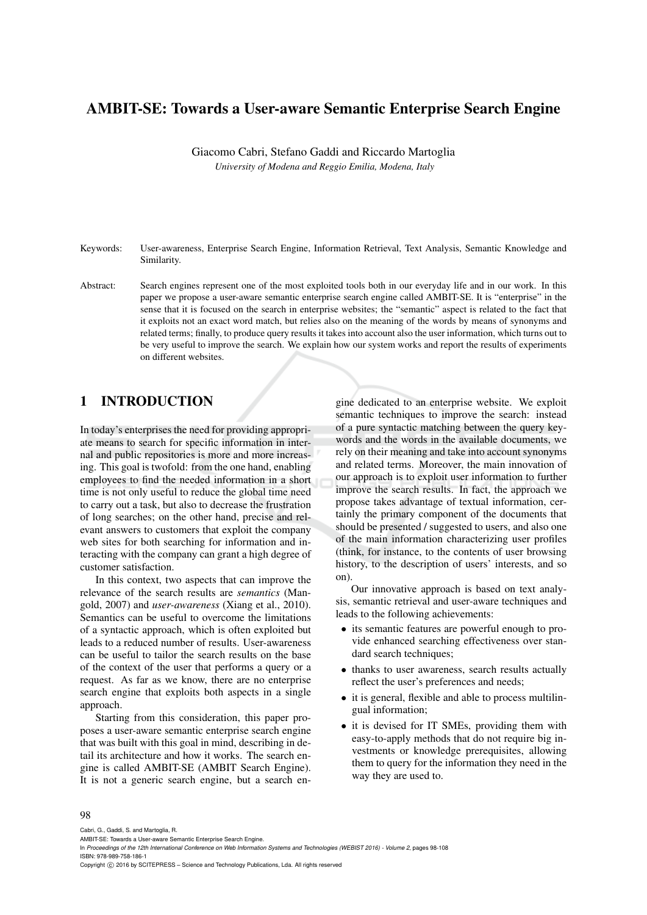# AMBIT-SE: Towards a User-aware Semantic Enterprise Search Engine

Giacomo Cabri, Stefano Gaddi and Riccardo Martoglia

*University of Modena and Reggio Emilia, Modena, Italy*

Keywords: User-awareness, Enterprise Search Engine, Information Retrieval, Text Analysis, Semantic Knowledge and Similarity.

Abstract: Search engines represent one of the most exploited tools both in our everyday life and in our work. In this paper we propose a user-aware semantic enterprise search engine called AMBIT-SE. It is "enterprise" in the sense that it is focused on the search in enterprise websites; the "semantic" aspect is related to the fact that it exploits not an exact word match, but relies also on the meaning of the words by means of synonyms and related terms; finally, to produce query results it takes into account also the user information, which turns out to be very useful to improve the search. We explain how our system works and report the results of experiments on different websites.

## 1 INTRODUCTION

In today's enterprises the need for providing appropriate means to search for specific information in internal and public repositories is more and more increasing. This goal is twofold: from the one hand, enabling employees to find the needed information in a short time is not only useful to reduce the global time need to carry out a task, but also to decrease the frustration of long searches; on the other hand, precise and relevant answers to customers that exploit the company web sites for both searching for information and interacting with the company can grant a high degree of customer satisfaction.

In this context, two aspects that can improve the relevance of the search results are *semantics* (Mangold, 2007) and *user-awareness* (Xiang et al., 2010). Semantics can be useful to overcome the limitations of a syntactic approach, which is often exploited but leads to a reduced number of results. User-awareness can be useful to tailor the search results on the base of the context of the user that performs a query or a request. As far as we know, there are no enterprise search engine that exploits both aspects in a single approach.

Starting from this consideration, this paper proposes a user-aware semantic enterprise search engine that was built with this goal in mind, describing in detail its architecture and how it works. The search engine is called AMBIT-SE (AMBIT Search Engine). It is not a generic search engine, but a search engine dedicated to an enterprise website. We exploit semantic techniques to improve the search: instead of a pure syntactic matching between the query keywords and the words in the available documents, we rely on their meaning and take into account synonyms and related terms. Moreover, the main innovation of our approach is to exploit user information to further improve the search results. In fact, the approach we propose takes advantage of textual information, certainly the primary component of the documents that should be presented / suggested to users, and also one of the main information characterizing user profiles (think, for instance, to the contents of user browsing history, to the description of users' interests, and so on).

Our innovative approach is based on text analysis, semantic retrieval and user-aware techniques and leads to the following achievements:

- its semantic features are powerful enough to provide enhanced searching effectiveness over standard search techniques;
- thanks to user awareness, search results actually reflect the user's preferences and needs;
- it is general, flexible and able to process multilingual information;
- it is devised for IT SMEs, providing them with easy-to-apply methods that do not require big investments or knowledge prerequisites, allowing them to query for the information they need in the way they are used to.

Cabri, G., Gaddi, S. and Martoglia, R.
AMBIT-SE: Towards a User-aware Semantic Enterprise Search Engine.
In *Proceedings of the 12th International Conference on Web Information Systems and Technologies (WEBIST 2016) - Volume 2*, pages 98-108
ISBN: 978-989-758-186-1
Copyright © 2016 by SCITEPRESS – Science and Technology Publications, Lda. All rights reserved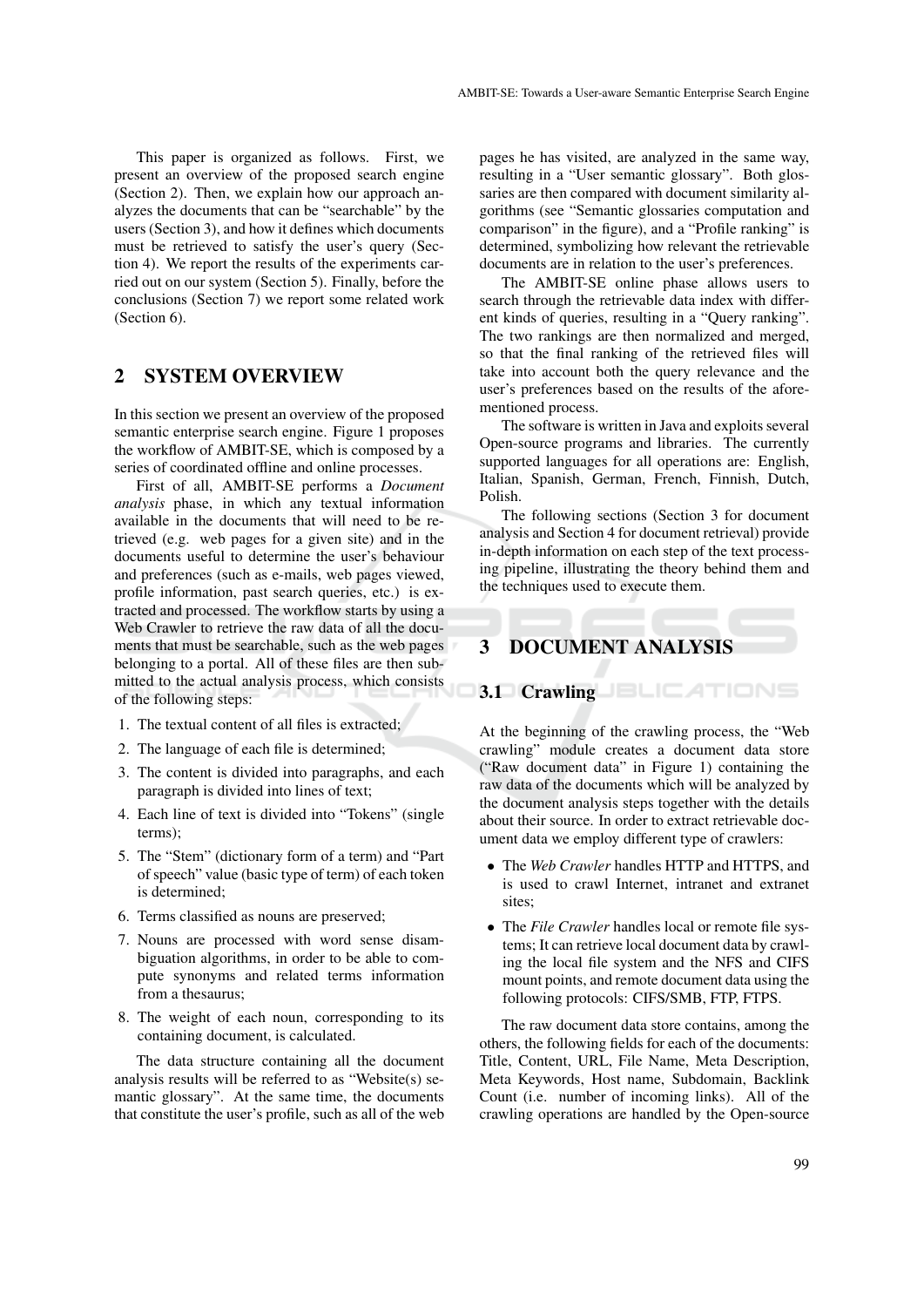This paper is organized as follows. First, we present an overview of the proposed search engine (Section 2). Then, we explain how our approach analyzes the documents that can be "searchable" by the users (Section 3), and how it defines which documents must be retrieved to satisfy the user's query (Section 4). We report the results of the experiments carried out on our system (Section 5). Finally, before the conclusions (Section 7) we report some related work (Section 6).

## 2 SYSTEM OVERVIEW

In this section we present an overview of the proposed semantic enterprise search engine. Figure 1 proposes the workflow of AMBIT-SE, which is composed by a series of coordinated offline and online processes.

First of all, AMBIT-SE performs a *Document analysis* phase, in which any textual information available in the documents that will need to be retrieved (e.g. web pages for a given site) and in the documents useful to determine the user's behaviour and preferences (such as e-mails, web pages viewed, profile information, past search queries, etc.) is extracted and processed. The workflow starts by using a Web Crawler to retrieve the raw data of all the documents that must be searchable, such as the web pages belonging to a portal. All of these files are then submitted to the actual analysis process, which consists of the following steps:

1. The textual content of all files is extracted;
2. The language of each file is determined;
3. The content is divided into paragraphs, and each paragraph is divided into lines of text;
4. Each line of text is divided into "Tokens" (single terms);
5. The "Stem" (dictionary form of a term) and "Part of speech" value (basic type of term) of each token is determined;
6. Terms classified as nouns are preserved;
7. Nouns are processed with word sense disambiguation algorithms, in order to be able to compute synonyms and related terms information from a thesaurus;
8. The weight of each noun, corresponding to its containing document, is calculated.

The data structure containing all the document analysis results will be referred to as "Website(s) semantic glossary". At the same time, the documents that constitute the user's profile, such as all of the web pages he has visited, are analyzed in the same way, resulting in a "User semantic glossary". Both glossaries are then compared with document similarity algorithms (see "Semantic glossaries computation and comparison" in the figure), and a "Profile ranking" is determined, symbolizing how relevant the retrievable documents are in relation to the user's preferences.

The AMBIT-SE online phase allows users to search through the retrievable data index with different kinds of queries, resulting in a "Query ranking". The two rankings are then normalized and merged, so that the final ranking of the retrieved files will take into account both the query relevance and the user's preferences based on the results of the aforementioned process.

The software is written in Java and exploits several Open-source programs and libraries. The currently supported languages for all operations are: English, Italian, Spanish, German, French, Finnish, Dutch, Polish.

The following sections (Section 3 for document analysis and Section 4 for document retrieval) provide in-depth information on each step of the text processing pipeline, illustrating the theory behind them and the techniques used to execute them.

## 3 DOCUMENT ANALYSIS

### 3.1 Crawling

At the beginning of the crawling process, the "Web crawling" module creates a document data store ("Raw document data" in Figure 1) containing the raw data of the documents which will be analyzed by the document analysis steps together with the details about their source. In order to extract retrievable document data we employ different type of crawlers:

- The *Web Crawler* handles HTTP and HTTPS, and is used to crawl Internet, intranet and extranet sites;
- The *File Crawler* handles local or remote file systems; It can retrieve local document data by crawling the local file system and the NFS and CIFS mount points, and remote document data using the following protocols: CIFS/SMB, FTP, FTPS.

The raw document data store contains, among the others, the following fields for each of the documents: Title, Content, URL, File Name, Meta Description, Meta Keywords, Host name, Subdomain, Backlink Count (i.e. number of incoming links). All of the crawling operations are handled by the Open-source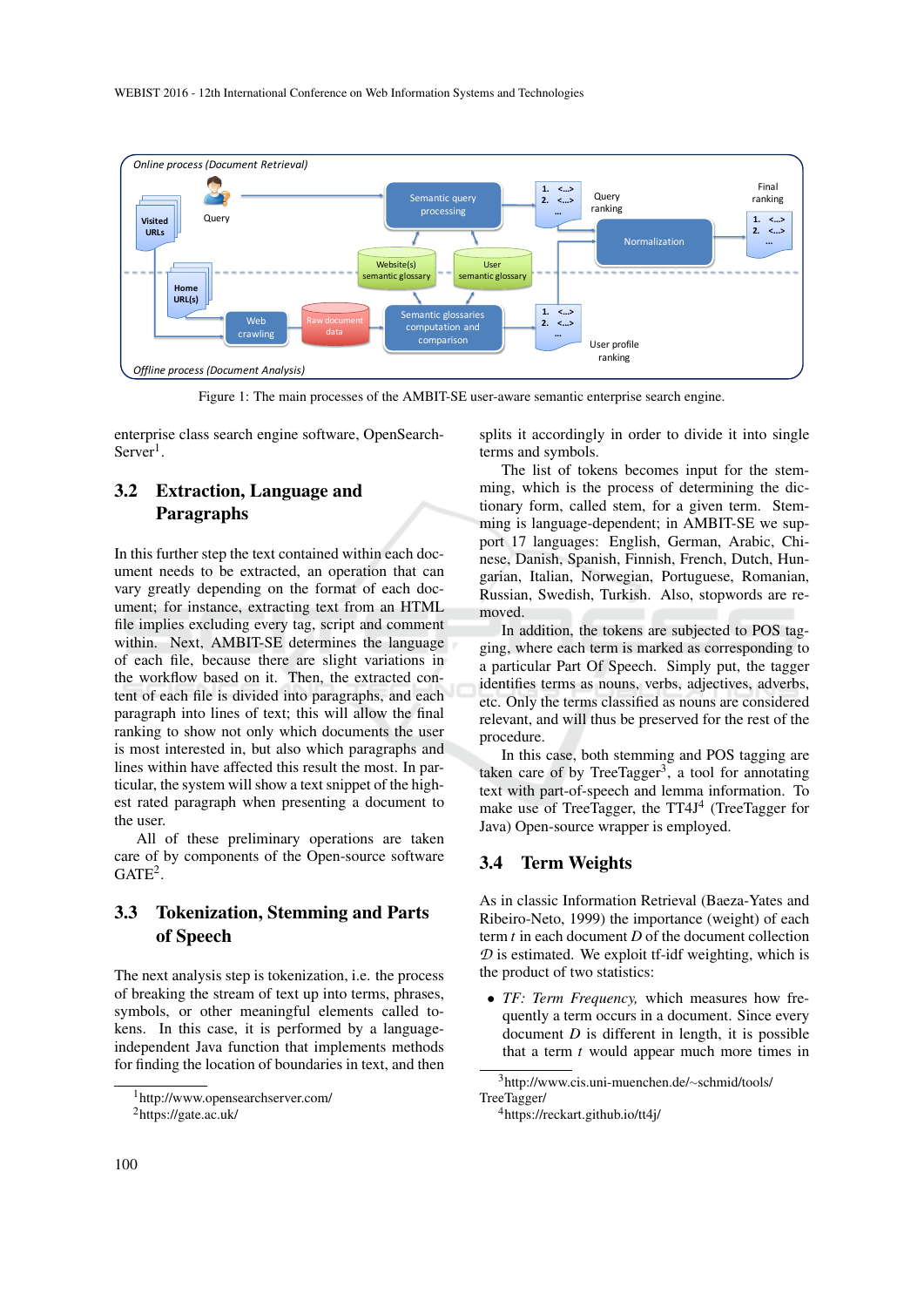Figure 1: The main processes of the AMBIT-SE user-aware semantic enterprise search engine.

enterprise class search engine software, OpenSearchServer[1].

### 3.2 Extraction, Language and Paragraphs

In this further step the text contained within each document needs to be extracted, an operation that can vary greatly depending on the format of each document; for instance, extracting text from an HTML file implies excluding every tag, script and comment within. Next, AMBIT-SE determines the language of each file, because there are slight variations in the workflow based on it. Then, the extracted content of each file is divided into paragraphs, and each paragraph into lines of text; this will allow the final ranking to show not only which documents the user is most interested in, but also which paragraphs and lines within have affected this result the most. In particular, the system will show a text snippet of the highest rated paragraph when presenting a document to the user.

All of these preliminary operations are taken care of by components of the Open-source software GATE[2].

### 3.3 Tokenization, Stemming and Parts of Speech

The next analysis step is tokenization, i.e. the process of breaking the stream of text up into terms, phrases, symbols, or other meaningful elements called tokens. In this case, it is performed by a language-independent Java function that implements methods for finding the location of boundaries in text, and then splits it accordingly in order to divide it into single terms and symbols.

The list of tokens becomes input for the stemming, which is the process of determining the dictionary form, called stem, for a given term. Stemming is language-dependent; in AMBIT-SE we support 17 languages: English, German, Arabic, Chinese, Danish, Spanish, Finnish, French, Dutch, Hungarian, Italian, Norwegian, Portuguese, Romanian, Russian, Swedish, Turkish. Also, stopwords are removed.

In addition, the tokens are subjected to POS tagging, where each term is marked as corresponding to a particular Part Of Speech. Simply put, the tagger identifies terms as nouns, verbs, adjectives, adverbs, etc. Only the terms classified as nouns are considered relevant, and will thus be preserved for the rest of the procedure.

In this case, both stemming and POS tagging are taken care of by TreeTagger[3], a tool for annotating text with part-of-speech and lemma information. To make use of TreeTagger, the TT4J[4] (TreeTagger for Java) Open-source wrapper is employed.

### 3.4 Term Weights

As in classic Information Retrieval (Baeza-Yates and Ribeiro-Neto, 1999) the importance (weight) of each term $t$ in each document $D$ of the document collection $\mathcal{D}$ is estimated. We exploit tf-idf weighting, which is the product of two statistics:

- *TF: Term Frequency,* which measures how frequently a term occurs in a document. Since every document $D$ is different in length, it is possible that a term $t$ would appear much more times in

[1] http://www.opensearchserver.com/
[2] https://gate.ac.uk/
[3] http://www.cis.uni-muenchen.de/~schmid/tools/TreeTagger/
[4] https://reckart.github.io/tt4j/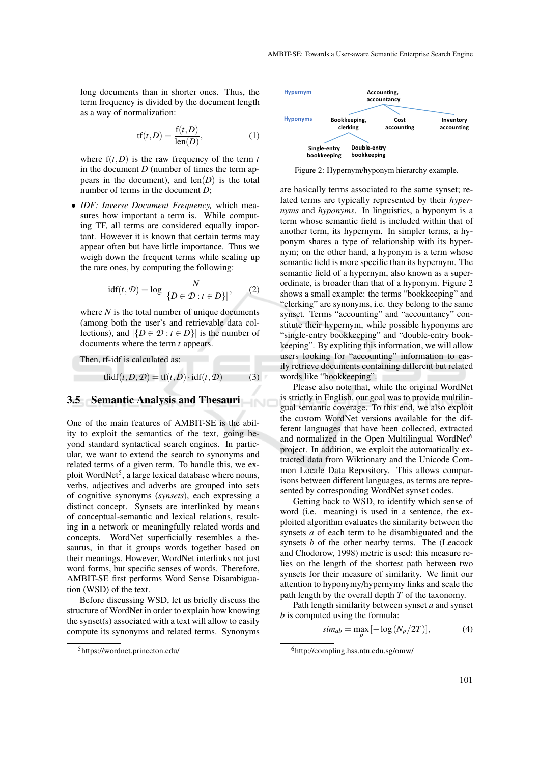long documents than in shorter ones. Thus, the term frequency is divided by the document length as a way of normalization:

$$\text{tf}(t,D) = \frac{\text{f}(t,D)}{\text{len}(D)}, \tag{1}$$

where $\text{f}(t,D)$ is the raw frequency of the term $t$ in the document $D$ (number of times the term appears in the document), and $\text{len}(D)$ is the total number of terms in the document $D$;

- *IDF: Inverse Document Frequency,* which measures how important a term is. While computing TF, all terms are considered equally important. However it is known that certain terms may appear often but have little importance. Thus we weigh down the frequent terms while scaling up the rare ones, by computing the following:

$$\text{idf}(t,\mathcal{D}) = \log \frac{N}{|\{D \in \mathcal{D} : t \in D\}|}, \tag{2}$$

where $N$ is the total number of unique documents (among both the user's and retrievable data collections), and $|\{D \in \mathcal{D} : t \in D\}|$ is the number of documents where the term $t$ appears.

Then, tf-idf is calculated as:

$$\text{tfidf}(t,D,\mathcal{D}) = \text{tf}(t,D) \cdot \text{idf}(t,\mathcal{D}) \tag{3}$$

## 3.5 Semantic Analysis and Thesauri

One of the main features of AMBIT-SE is the ability to exploit the semantics of the text, going beyond standard syntactical search engines. In particular, we want to extend the search to synonyms and related terms of a given term. To handle this, we exploit WordNet[5], a large lexical database where nouns, verbs, adjectives and adverbs are grouped into sets of cognitive synonyms (*synsets*), each expressing a distinct concept. Synsets are interlinked by means of conceptual-semantic and lexical relations, resulting in a network of meaningfully related words and concepts. WordNet superficially resembles a thesaurus, in that it groups words together based on their meanings. However, WordNet interlinks not just word forms, but specific senses of words. Therefore, AMBIT-SE first performs Word Sense Disambiguation (WSD) of the text.

Before discussing WSD, let us briefly discuss the structure of WordNet in order to explain how knowing the synset(s) associated with a text will allow to easily compute its synonyms and related terms. Synonyms are basically terms associated to the same synset; related terms are typically represented by their *hypernyms* and *hyponyms*. In linguistics, a hyponym is a term whose semantic field is included within that of another term, its hypernym. In simpler terms, a hyponym shares a type of relationship with its hypernym; on the other hand, a hyponym is a term whose semantic field is more specific than its hypernym. The semantic field of a hypernym, also known as a superordinate, is broader than that of a hyponym. Figure 2 shows a small example: the terms "bookkeeping" and "clerking" are synonyms, i.e. they belong to the same synset. Terms "accounting" and "accountancy" constitute their hypernym, while possible hyponyms are "single-entry bookkeeping" and "double-entry bookkeeping". By exploiting this information, we will allow users looking for "accounting" information to easily retrieve documents containing different but related words like "bookkeeping".

Hypernym: Accounting, accountancy
Hyponyms: Bookkeeping, clerking; Cost accounting; Inventory accounting
Single-entry bookkeeping; Double-entry bookkeeping

Figure 2: Hypernym/hyponym hierarchy example.

Please also note that, while the original WordNet is strictly in English, our goal was to provide multilingual semantic coverage. To this end, we also exploit the custom WordNet versions available for the different languages that have been collected, extracted and normalized in the Open Multilingual WordNet[6] project. In addition, we exploit the automatically extracted data from Wiktionary and the Unicode Common Locale Data Repository. This allows comparisons between different languages, as terms are represented by corresponding WordNet synset codes.

Getting back to WSD, to identify which sense of word (i.e. meaning) is used in a sentence, the exploited algorithm evaluates the similarity between the synsets $a$ of each term to be disambiguated and the synsets $b$ of the other nearby terms. The (Leacock and Chodorow, 1998) metric is used: this measure relies on the length of the shortest path between two synsets for their measure of similarity. We limit our attention to hyponymy/hypernymy links and scale the path length by the overall depth $T$ of the taxonomy.

Path length similarity between synset $a$ and synset $b$ is computed using the formula:

$$sim_{ab} = \max_{p} [-\log(N_p/2T)], \tag{4}$$

[5] https://wordnet.princeton.edu/

[6] http://compling.hss.ntu.edu.sg/omw/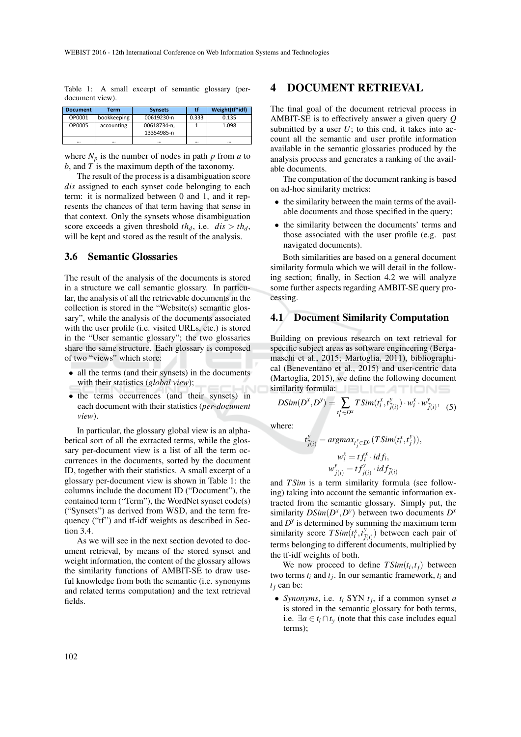Table 1: A small excerpt of semantic glossary (per-document view).

| Document | Term | Synsets | tf | Weight(tf*idf) |
|---|---|---|---|---|
| OP0001 | bookkeeping | 00619230-n | 0.333 | 0.135 |
| OP0005 | accounting | 00618734-n, 13354985-n | 1 | 1.098 |
| ... | ... | ... | ... | ... |

where $N_p$ is the number of nodes in path $p$ from $a$ to $b$, and $T$ is the maximum depth of the taxonomy.

The result of the process is a disambiguation score *dis* assigned to each synset code belonging to each term: it is normalized between 0 and 1, and it represents the chances of that term having that sense in that context. Only the synsets whose disambiguation score exceeds a given threshold $th_d$, i.e. $dis > th_d$, will be kept and stored as the result of the analysis.

### 3.6 Semantic Glossaries

The result of the analysis of the documents is stored in a structure we call semantic glossary. In particular, the analysis of all the retrievable documents in the collection is stored in the "Website(s) semantic glossary", while the analysis of the documents associated with the user profile (i.e. visited URLs, etc.) is stored in the "User semantic glossary"; the two glossaries share the same structure. Each glossary is composed of two "views" which store:

- all the terms (and their synsets) in the documents with their statistics (*global view*);
- the terms occurrences (and their synsets) in each document with their statistics (*per-document view*).

In particular, the glossary global view is an alphabetical sort of all the extracted terms, while the glossary per-document view is a list of all the term occurrences in the documents, sorted by the document ID, together with their statistics. A small excerpt of a glossary per-document view is shown in Table 1: the columns include the document ID ("Document"), the contained term ("Term"), the WordNet synset code(s) ("Synsets") as derived from WSD, and the term frequency ("tf") and tf-idf weights as described in Section 3.4.

As we will see in the next section devoted to document retrieval, by means of the stored synset and weight information, the content of the glossary allows the similarity functions of AMBIT-SE to draw useful knowledge from both the semantic (i.e. synonyms and related terms computation) and the text retrieval fields.

## 4 DOCUMENT RETRIEVAL

The final goal of the document retrieval process in AMBIT-SE is to effectively answer a given query $Q$ submitted by a user $U$; to this end, it takes into account all the semantic and user profile information available in the semantic glossaries produced by the analysis process and generates a ranking of the available documents.

The computation of the document ranking is based on ad-hoc similarity metrics:

- the similarity between the main terms of the available documents and those specified in the query;
- the similarity between the documents' terms and those associated with the user profile (e.g. past navigated documents).

Both similarities are based on a general document similarity formula which we will detail in the following section; finally, in Section 4.2 we will analyze some further aspects regarding AMBIT-SE query processing.

### 4.1 Document Similarity Computation

Building on previous research on text retrieval for specific subject areas as software engineering (Bergamaschi et al., 2015; Martoglia, 2011), bibliographical (Beneventano et al., 2015) and user-centric data (Martoglia, 2015), we define the following document similarity formula:

$$DSim(D^x, D^y) = \sum_{t_i^x \in D^x} TSim(t_i^x, t_{\bar{j}(i)}^y) \cdot w_i^x \cdot w_{\bar{j}(i)}^y, \quad (5)$$

where:

$$t_{\bar{j}(i)}^y = argmax_{t_j^y \in D^y}(TSim(t_i^x, t_j^y)),$$

$$w_i^x = tf_i^x \cdot idf_i,$$

$$w_{\bar{j}(i)}^y = tf_{\bar{j}(i)}^y \cdot idf_{\bar{j}(i)}$$

and $TSim$ is a term similarity formula (see following) taking into account the semantic information extracted from the semantic glossary. Simply put, the similarity $DSim(D^x, D^y)$ between two documents $D^x$ and $D^y$ is determined by summing the maximum term similarity score $TSim(t_i^x, t_{\bar{j}(i)}^y)$ between each pair of terms belonging to different documents, multiplied by the tf-idf weights of both.

We now proceed to define $TSim(t_i, t_j)$ between two terms $t_i$ and $t_j$. In our semantic framework, $t_i$ and $t_j$ can be:

- *Synonyms*, i.e. $t_i$ SYN $t_j$, if a common synset $a$ is stored in the semantic glossary for both terms, i.e. $\exists a \in t_i \cap t_y$ (note that this case includes equal terms);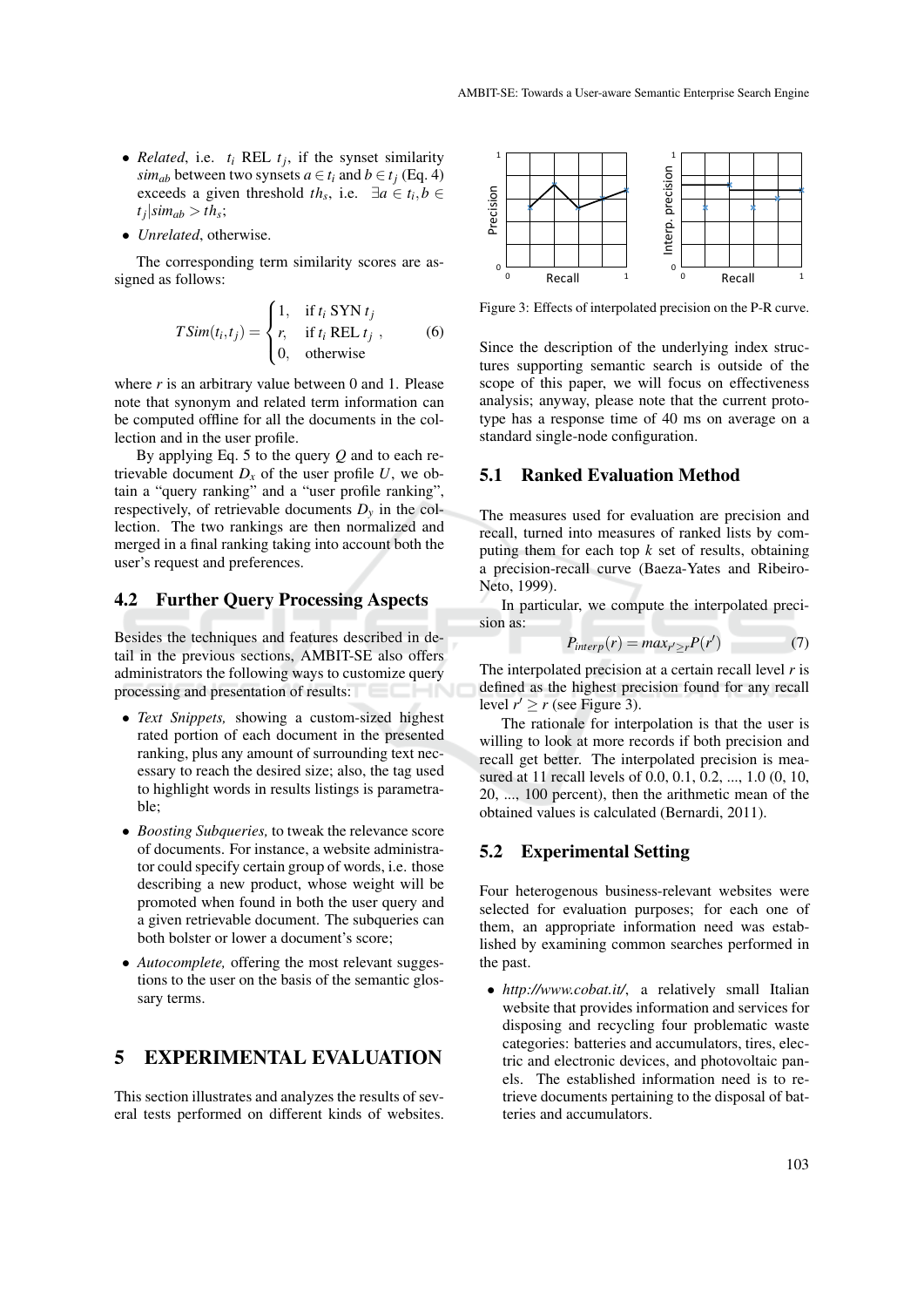- *Related*, i.e. $t_i$ REL $t_j$, if the synset similarity $sim_{ab}$ between two synsets $a \in t_i$ and $b \in t_j$ (Eq. 4) exceeds a given threshold $th_s$, i.e. $\exists a \in t_i, b \in t_j | sim_{ab} > th_s$;
- *Unrelated*, otherwise.

The corresponding term similarity scores are assigned as follows:

$$TSim(t_i, t_j) = \begin{cases} 1, & \text{if } t_i \text{ SYN } t_j \\ r, & \text{if } t_i \text{ REL } t_j \\ 0, & \text{otherwise} \end{cases}, \quad (6)$$

where $r$ is an arbitrary value between 0 and 1. Please note that synonym and related term information can be computed offline for all the documents in the collection and in the user profile.

By applying Eq. 5 to the query $Q$ and to each retrievable document $D_x$ of the user profile $U$, we obtain a "query ranking" and a "user profile ranking", respectively, of retrievable documents $D_y$ in the collection. The two rankings are then normalized and merged in a final ranking taking into account both the user's request and preferences.

## 4.2 Further Query Processing Aspects

Besides the techniques and features described in detail in the previous sections, AMBIT-SE also offers administrators the following ways to customize query processing and presentation of results:

- *Text Snippets,* showing a custom-sized highest rated portion of each document in the presented ranking, plus any amount of surrounding text necessary to reach the desired size; also, the tag used to highlight words in results listings is parametrable;
- *Boosting Subqueries,* to tweak the relevance score of documents. For instance, a website administrator could specify certain group of words, i.e. those describing a new product, whose weight will be promoted when found in both the user query and a given retrievable document. The subqueries can both bolster or lower a document's score;
- *Autocomplete,* offering the most relevant suggestions to the user on the basis of the semantic glossary terms.

# 5 EXPERIMENTAL EVALUATION

This section illustrates and analyzes the results of several tests performed on different kinds of websites.

Figure 3: Effects of interpolated precision on the P-R curve.

Since the description of the underlying index structures supporting semantic search is outside of the scope of this paper, we will focus on effectiveness analysis; anyway, please note that the current prototype has a response time of 40 ms on average on a standard single-node configuration.

## 5.1 Ranked Evaluation Method

The measures used for evaluation are precision and recall, turned into measures of ranked lists by computing them for each top $k$ set of results, obtaining a precision-recall curve (Baeza-Yates and Ribeiro-Neto, 1999).

In particular, we compute the interpolated precision as:

$$P_{interp}(r) = max_{r' \geq r} P(r') \quad (7)$$

The interpolated precision at a certain recall level $r$ is defined as the highest precision found for any recall level $r' \geq r$ (see Figure 3).

The rationale for interpolation is that the user is willing to look at more records if both precision and recall get better. The interpolated precision is measured at 11 recall levels of 0.0, 0.1, 0.2, ..., 1.0 (0, 10, 20, ..., 100 percent), then the arithmetic mean of the obtained values is calculated (Bernardi, 2011).

## 5.2 Experimental Setting

Four heterogenous business-relevant websites were selected for evaluation purposes; for each one of them, an appropriate information need was established by examining common searches performed in the past.

- *http://www.cobat.it/*, a relatively small Italian website that provides information and services for disposing and recycling four problematic waste categories: batteries and accumulators, tires, electric and electronic devices, and photovoltaic panels. The established information need is to retrieve documents pertaining to the disposal of batteries and accumulators.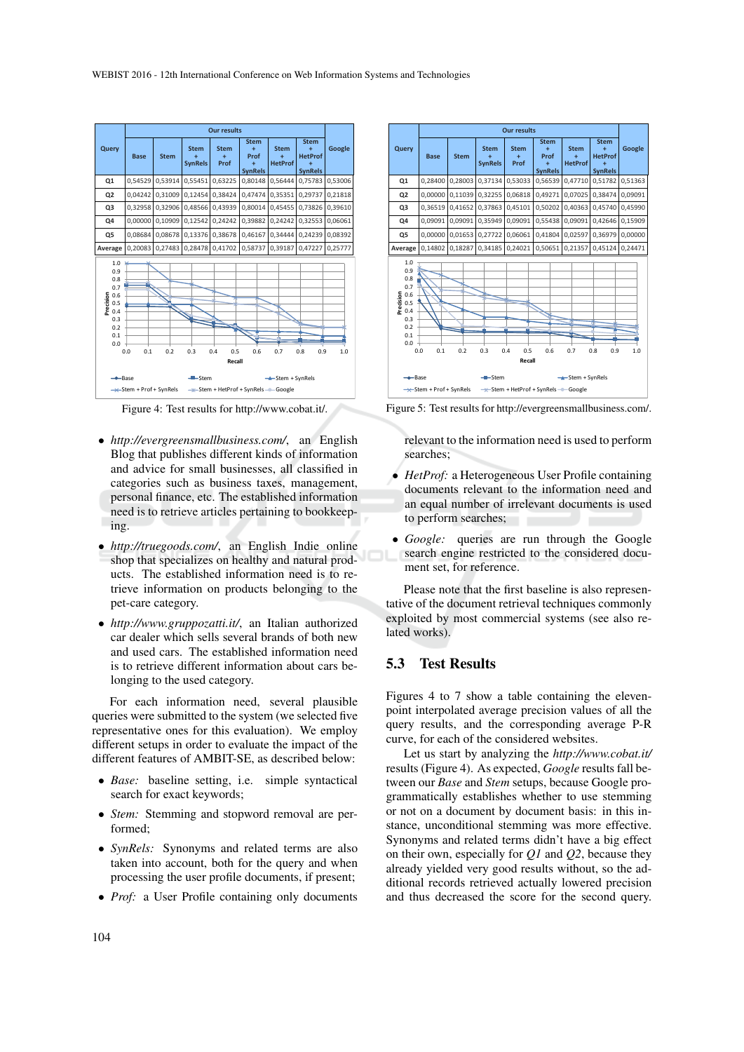| Query | Our results | | | | | | | Google |
|---|---|---|---|---|---|---|---|---|
| | Base | Stem | Stem + SynRels | Stem + Prof | Stem + Prof + SynRels | Stem + HetProf | Stem + HetProf + SynRels | |
| Q1 | 0,54529 | 0,53914 | 0,55451 | 0,63225 | 0,80148 | 0,56444 | 0,75783 | 0,53006 |
| Q2 | 0,04242 | 0,31009 | 0,12454 | 0,38424 | 0,47474 | 0,35351 | 0,29737 | 0,21818 |
| Q3 | 0,32958 | 0,32906 | 0,48566 | 0,43939 | 0,80014 | 0,45455 | 0,73826 | 0,39610 |
| Q4 | 0,00000 | 0,10909 | 0,12542 | 0,24242 | 0,39882 | 0,24242 | 0,32553 | 0,06061 |
| Q5 | 0,08684 | 0,08678 | 0,13376 | 0,38678 | 0,46167 | 0,34444 | 0,24239 | 0,08392 |
| Average | 0,20083 | 0,27483 | 0,28478 | 0,41702 | 0,58737 | 0,39187 | 0,47227 | 0,25777 |

Figure 4: Test results for http://www.cobat.it/.

| Query | Our results | | | | | | | Google |
|---|---|---|---|---|---|---|---|---|
| | Base | Stem | Stem + SynRels | Stem + Prof | Stem + Prof + SynRels | Stem + HetProf | Stem + HetProf + SynRels | |
| Q1 | 0,28400 | 0,28003 | 0,37134 | 0,53033 | 0,56539 | 0,47710 | 0,51782 | 0,51363 |
| Q2 | 0,00000 | 0,11039 | 0,32255 | 0,06818 | 0,49271 | 0,07025 | 0,38474 | 0,09091 |
| Q3 | 0,36519 | 0,41652 | 0,37863 | 0,45101 | 0,50202 | 0,40363 | 0,45740 | 0,45990 |
| Q4 | 0,09091 | 0,09091 | 0,35949 | 0,09091 | 0,55438 | 0,09091 | 0,42646 | 0,15909 |
| Q5 | 0,00000 | 0,01653 | 0,27722 | 0,06061 | 0,41804 | 0,02597 | 0,36979 | 0,00000 |
| Average | 0,14802 | 0,18287 | 0,34185 | 0,24021 | 0,50651 | 0,21357 | 0,45124 | 0,24471 |

Figure 5: Test results for http://evergreensmallbusiness.com/.

- *http://evergreensmallbusiness.com/*, an English Blog that publishes different kinds of information and advice for small businesses, all classified in categories such as business taxes, management, personal finance, etc. The established information need is to retrieve articles pertaining to bookkeeping.
- *http://truegoods.com/*, an English Indie online shop that specializes on healthy and natural products. The established information need is to retrieve information on products belonging to the pet-care category.
- *http://www.gruppozatti.it/*, an Italian authorized car dealer which sells several brands of both new and used cars. The established information need is to retrieve different information about cars belonging to the used category.

For each information need, several plausible queries were submitted to the system (we selected five representative ones for this evaluation). We employ different setups in order to evaluate the impact of the different features of AMBIT-SE, as described below:

- *Base:* baseline setting, i.e. simple syntactical search for exact keywords;
- *Stem:* Stemming and stopword removal are performed;
- *SynRels:* Synonyms and related terms are also taken into account, both for the query and when processing the user profile documents, if present;
- *Prof:* a User Profile containing only documents relevant to the information need is used to perform searches;
- *HetProf:* a Heterogeneous User Profile containing documents relevant to the information need and an equal number of irrelevant documents is used to perform searches;
- *Google:* queries are run through the Google search engine restricted to the considered document set, for reference.

Please note that the first baseline is also representative of the document retrieval techniques commonly exploited by most commercial systems (see also related works).

## 5.3 Test Results

Figures 4 to 7 show a table containing the eleven-point interpolated average precision values of all the query results, and the corresponding average P-R curve, for each of the considered websites.

Let us start by analyzing the *http://www.cobat.it/* results (Figure 4). As expected, *Google* results fall between our *Base* and *Stem* setups, because Google programmatically establishes whether to use stemming or not on a document by document basis: in this instance, unconditional stemming was more effective. Synonyms and related terms didn't have a big effect on their own, especially for *Q1* and *Q2*, because they already yielded very good results without, so the additional records retrieved actually lowered precision and thus decreased the score for the second query.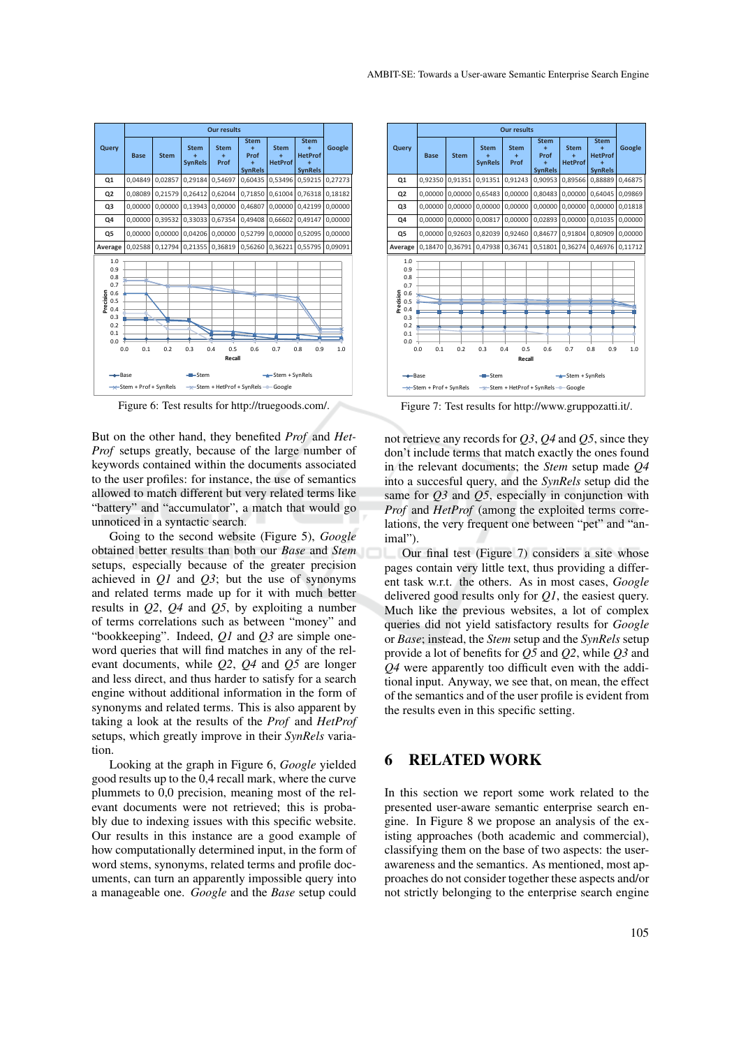| Query | Our results | | | | | | | Google |
|---|---|---|---|---|---|---|---|---|
| | Base | Stem | Stem + SynRels | Stem + Prof | Stem + Prof + SynRels | Stem + HetProf | Stem + HetProf + SynRels | |
| Q1 | 0,04849 | 0,02857 | 0,29184 | 0,54697 | 0,60435 | 0,53496 | 0,59215 | 0,27273 |
| Q2 | 0,08089 | 0,21579 | 0,26412 | 0,62044 | 0,71850 | 0,61004 | 0,76318 | 0,18182 |
| Q3 | 0,00000 | 0,00000 | 0,13943 | 0,00000 | 0,46807 | 0,00000 | 0,42199 | 0,00000 |
| Q4 | 0,00000 | 0,39532 | 0,33033 | 0,67354 | 0,49408 | 0,66602 | 0,49147 | 0,00000 |
| Q5 | 0,00000 | 0,00000 | 0,04206 | 0,00000 | 0,52799 | 0,00000 | 0,52095 | 0,00000 |
| Average | 0,02588 | 0,12794 | 0,21355 | 0,36819 | 0,56260 | 0,36221 | 0,55795 | 0,09091 |

Figure 6: Test results for http://truegoods.com/.

| Query | Our results | | | | | | | Google |
|---|---|---|---|---|---|---|---|---|
| | Base | Stem | Stem + SynRels | Stem + Prof | Stem + Prof + SynRels | Stem + HetProf | Stem + HetProf + SynRels | |
| Q1 | 0,92350 | 0,91351 | 0,91351 | 0,91243 | 0,90953 | 0,89566 | 0,88889 | 0,46875 |
| Q2 | 0,00000 | 0,00000 | 0,65483 | 0,00000 | 0,80483 | 0,00000 | 0,64045 | 0,09869 |
| Q3 | 0,00000 | 0,00000 | 0,00000 | 0,00000 | 0,00000 | 0,00000 | 0,00000 | 0,01818 |
| Q4 | 0,00000 | 0,00000 | 0,00817 | 0,00000 | 0,02893 | 0,00000 | 0,01035 | 0,00000 |
| Q5 | 0,00000 | 0,92603 | 0,82039 | 0,92460 | 0,84677 | 0,91804 | 0,80909 | 0,00000 |
| Average | 0,18470 | 0,36791 | 0,47938 | 0,36741 | 0,51801 | 0,36274 | 0,46976 | 0,11712 |

Figure 7: Test results for http://www.gruppozatti.it/.

But on the other hand, they benefited *Prof* and *HetProf* setups greatly, because of the large number of keywords contained within the documents associated to the user profiles: for instance, the use of semantics allowed to match different but very related terms like "battery" and "accumulator", a match that would go unnoticed in a syntactic search.

Going to the second website (Figure 5), *Google* obtained better results than both our *Base* and *Stem* setups, especially because of the greater precision achieved in *Q1* and *Q3*; but the use of synonyms and related terms made up for it with much better results in *Q2*, *Q4* and *Q5*, by exploiting a number of terms correlations such as between "money" and "bookkeeping". Indeed, *Q1* and *Q3* are simple one-word queries that will find matches in any of the relevant documents, while *Q2*, *Q4* and *Q5* are longer and less direct, and thus harder to satisfy for a search engine without additional information in the form of synonyms and related terms. This is also apparent by taking a look at the results of the *Prof* and *HetProf* setups, which greatly improve in their *SynRels* variation.

Looking at the graph in Figure 6, *Google* yielded good results up to the 0,4 recall mark, where the curve plummets to 0,0 precision, meaning most of the relevant documents were not retrieved; this is probably due to indexing issues with this specific website. Our results in this instance are a good example of how computationally determined input, in the form of word stems, synonyms, related terms and profile documents, can turn an apparently impossible query into a manageable one. *Google* and the *Base* setup could not retrieve any records for *Q3*, *Q4* and *Q5*, since they don't include terms that match exactly the ones found in the relevant documents; the *Stem* setup made *Q4* into a succesful query, and the *SynRels* setup did the same for *Q3* and *Q5*, especially in conjunction with *Prof* and *HetProf* (among the exploited terms correlations, the very frequent one between "pet" and "animal").

Our final test (Figure 7) considers a site whose pages contain very little text, thus providing a different task w.r.t. the others. As in most cases, *Google* delivered good results only for *Q1*, the easiest query. Much like the previous websites, a lot of complex queries did not yield satisfactory results for *Google* or *Base*; instead, the *Stem* setup and the *SynRels* setup provide a lot of benefits for *Q5* and *Q2*, while *Q3* and *Q4* were apparently too difficult even with the additional input. Anyway, we see that, on mean, the effect of the semantics and of the user profile is evident from the results even in this specific setting.

# 6 RELATED WORK

In this section we report some work related to the presented user-aware semantic enterprise search engine. In Figure 8 we propose an analysis of the existing approaches (both academic and commercial), classifying them on the base of two aspects: the user-awareness and the semantics. As mentioned, most approaches do not consider together these aspects and/or not strictly belonging to the enterprise search engine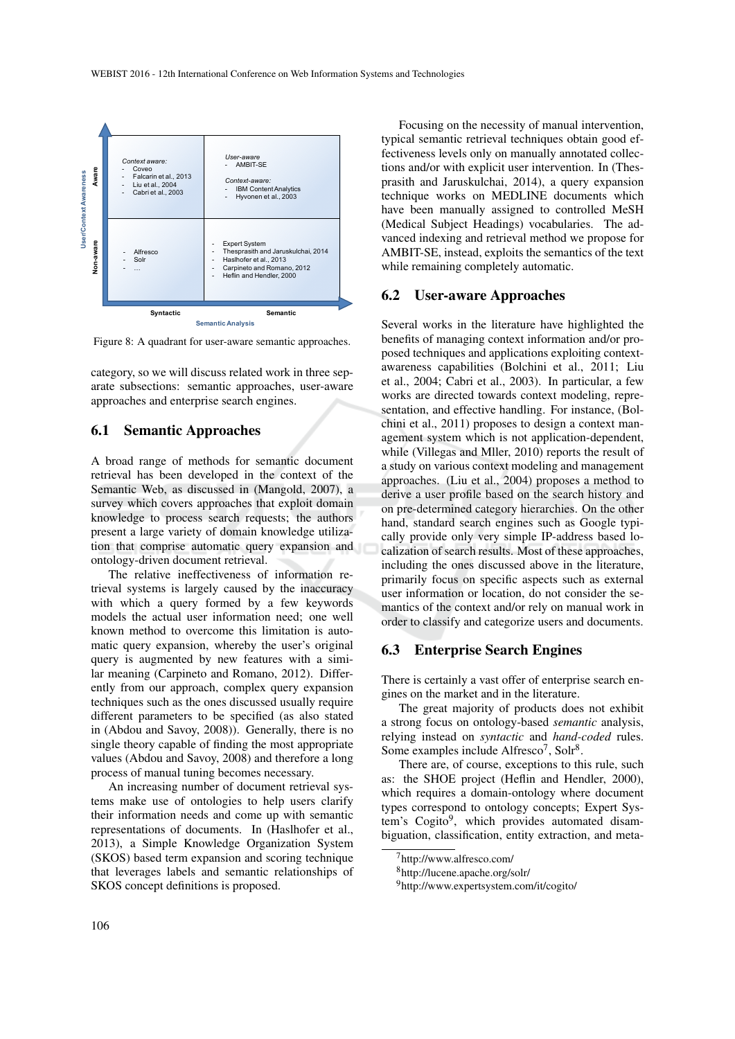Figure 8: A quadrant for user-aware semantic approaches.

category, so we will discuss related work in three separate subsections: semantic approaches, user-aware approaches and enterprise search engines.

## 6.1 Semantic Approaches

A broad range of methods for semantic document retrieval has been developed in the context of the Semantic Web, as discussed in (Mangold, 2007), a survey which covers approaches that exploit domain knowledge to process search requests; the authors present a large variety of domain knowledge utilization that comprise automatic query expansion and ontology-driven document retrieval.

The relative ineffectiveness of information retrieval systems is largely caused by the inaccuracy with which a query formed by a few keywords models the actual user information need; one well known method to overcome this limitation is automatic query expansion, whereby the user's original query is augmented by new features with a similar meaning (Carpineto and Romano, 2012). Differently from our approach, complex query expansion techniques such as the ones discussed usually require different parameters to be specified (as also stated in (Abdou and Savoy, 2008)). Generally, there is no single theory capable of finding the most appropriate values (Abdou and Savoy, 2008) and therefore a long process of manual tuning becomes necessary.

An increasing number of document retrieval systems make use of ontologies to help users clarify their information needs and come up with semantic representations of documents. In (Haslhofer et al., 2013), a Simple Knowledge Organization System (SKOS) based term expansion and scoring technique that leverages labels and semantic relationships of SKOS concept definitions is proposed.

Focusing on the necessity of manual intervention, typical semantic retrieval techniques obtain good effectiveness levels only on manually annotated collections and/or with explicit user intervention. In (Thesprasith and Jaruskulchai, 2014), a query expansion technique works on MEDLINE documents which have been manually assigned to controlled MeSH (Medical Subject Headings) vocabularies. The advanced indexing and retrieval method we propose for AMBIT-SE, instead, exploits the semantics of the text while remaining completely automatic.

## 6.2 User-aware Approaches

Several works in the literature have highlighted the benefits of managing context information and/or proposed techniques and applications exploiting context-awareness capabilities (Bolchini et al., 2011; Liu et al., 2004; Cabri et al., 2003). In particular, a few works are directed towards context modeling, representation, and effective handling. For instance, (Bolchini et al., 2011) proposes to design a context management system which is not application-dependent, while (Villegas and Mller, 2010) reports the result of a study on various context modeling and management approaches. (Liu et al., 2004) proposes a method to derive a user profile based on the search history and on pre-determined category hierarchies. On the other hand, standard search engines such as Google typically provide only very simple IP-address based localization of search results. Most of these approaches, including the ones discussed above in the literature, primarily focus on specific aspects such as external user information or location, do not consider the semantics of the context and/or rely on manual work in order to classify and categorize users and documents.

## 6.3 Enterprise Search Engines

There is certainly a vast offer of enterprise search engines on the market and in the literature.

The great majority of products does not exhibit a strong focus on ontology-based *semantic* analysis, relying instead on *syntactic* and *hand-coded* rules. Some examples include Alfresco[7], Solr[8].

There are, of course, exceptions to this rule, such as: the SHOE project (Heflin and Hendler, 2000), which requires a domain-ontology where document types correspond to ontology concepts; Expert System's Cogito[9], which provides automated disambiguation, classification, entity extraction, and meta-

[7] http://www.alfresco.com/

[8] http://lucene.apache.org/solr/

[9] http://www.expertsystem.com/it/cogito/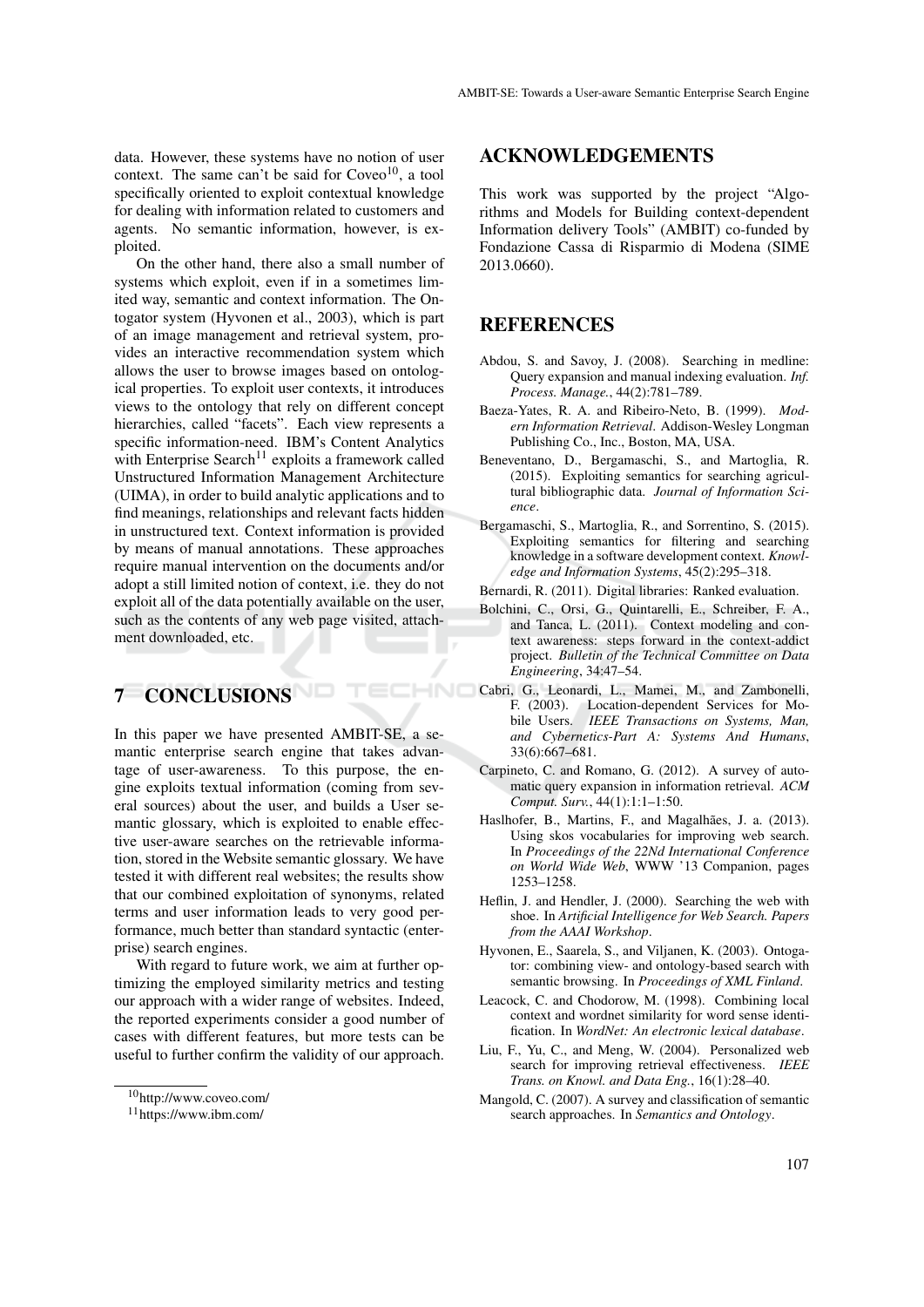data. However, these systems have no notion of user context. The same can't be said for Coveo[10], a tool specifically oriented to exploit contextual knowledge for dealing with information related to customers and agents. No semantic information, however, is exploited.

On the other hand, there also a small number of systems which exploit, even if in a sometimes limited way, semantic and context information. The Ontogator system (Hyvonen et al., 2003), which is part of an image management and retrieval system, provides an interactive recommendation system which allows the user to browse images based on ontological properties. To exploit user contexts, it introduces views to the ontology that rely on different concept hierarchies, called "facets". Each view represents a specific information-need. IBM's Content Analytics with Enterprise Search[11] exploits a framework called Unstructured Information Management Architecture (UIMA), in order to build analytic applications and to find meanings, relationships and relevant facts hidden in unstructured text. Context information is provided by means of manual annotations. These approaches require manual intervention on the documents and/or adopt a still limited notion of context, i.e. they do not exploit all of the data potentially available on the user, such as the contents of any web page visited, attachment downloaded, etc.

## 7 CONCLUSIONS

In this paper we have presented AMBIT-SE, a semantic enterprise search engine that takes advantage of user-awareness. To this purpose, the engine exploits textual information (coming from several sources) about the user, and builds a User semantic glossary, which is exploited to enable effective user-aware searches on the retrievable information, stored in the Website semantic glossary. We have tested it with different real websites; the results show that our combined exploitation of synonyms, related terms and user information leads to very good performance, much better than standard syntactic (enterprise) search engines.

With regard to future work, we aim at further optimizing the employed similarity metrics and testing our approach with a wider range of websites. Indeed, the reported experiments consider a good number of cases with different features, but more tests can be useful to further confirm the validity of our approach.

[10] http://www.coveo.com/

[11] https://www.ibm.com/

## ACKNOWLEDGEMENTS

This work was supported by the project "Algorithms and Models for Building context-dependent Information delivery Tools" (AMBIT) co-funded by Fondazione Cassa di Risparmio di Modena (SIME 2013.0660).

## REFERENCES

Abdou, S. and Savoy, J. (2008). Searching in medline: Query expansion and manual indexing evaluation. *Inf. Process. Manage.*, 44(2):781–789.

Baeza-Yates, R. A. and Ribeiro-Neto, B. (1999). *Modern Information Retrieval*. Addison-Wesley Longman Publishing Co., Inc., Boston, MA, USA.

Beneventano, D., Bergamaschi, S., and Martoglia, R. (2015). Exploiting semantics for searching agricultural bibliographic data. *Journal of Information Science*.

Bergamaschi, S., Martoglia, R., and Sorrentino, S. (2015). Exploiting semantics for filtering and searching knowledge in a software development context. *Knowledge and Information Systems*, 45(2):295–318.

Bernardi, R. (2011). Digital libraries: Ranked evaluation.

Bolchini, C., Orsi, G., Quintarelli, E., Schreiber, F. A., and Tanca, L. (2011). Context modeling and context awareness: steps forward in the context-addict project. *Bulletin of the Technical Committee on Data Engineering*, 34:47–54.

Cabri, G., Leonardi, L., Mamei, M., and Zambonelli, F. (2003). Location-dependent Services for Mobile Users. *IEEE Transactions on Systems, Man, and Cybernetics-Part A: Systems And Humans*, 33(6):667–681.

Carpineto, C. and Romano, G. (2012). A survey of automatic query expansion in information retrieval. *ACM Comput. Surv.*, 44(1):1:1–1:50.

Haslhofer, B., Martins, F., and Magalhães, J. a. (2013). Using skos vocabularies for improving web search. In *Proceedings of the 22Nd International Conference on World Wide Web*, WWW '13 Companion, pages 1253–1258.

Heflin, J. and Hendler, J. (2000). Searching the web with shoe. In *Artificial Intelligence for Web Search. Papers from the AAAI Workshop*.

Hyvonen, E., Saarela, S., and Viljanen, K. (2003). Ontogator: combining view- and ontology-based search with semantic browsing. In *Proceedings of XML Finland*.

Leacock, C. and Chodorow, M. (1998). Combining local context and wordnet similarity for word sense identification. In *WordNet: An electronic lexical database*.

Liu, F., Yu, C., and Meng, W. (2004). Personalized web search for improving retrieval effectiveness. *IEEE Trans. on Knowl. and Data Eng.*, 16(1):28–40.

Mangold, C. (2007). A survey and classification of semantic search approaches. In *Semantics and Ontology*.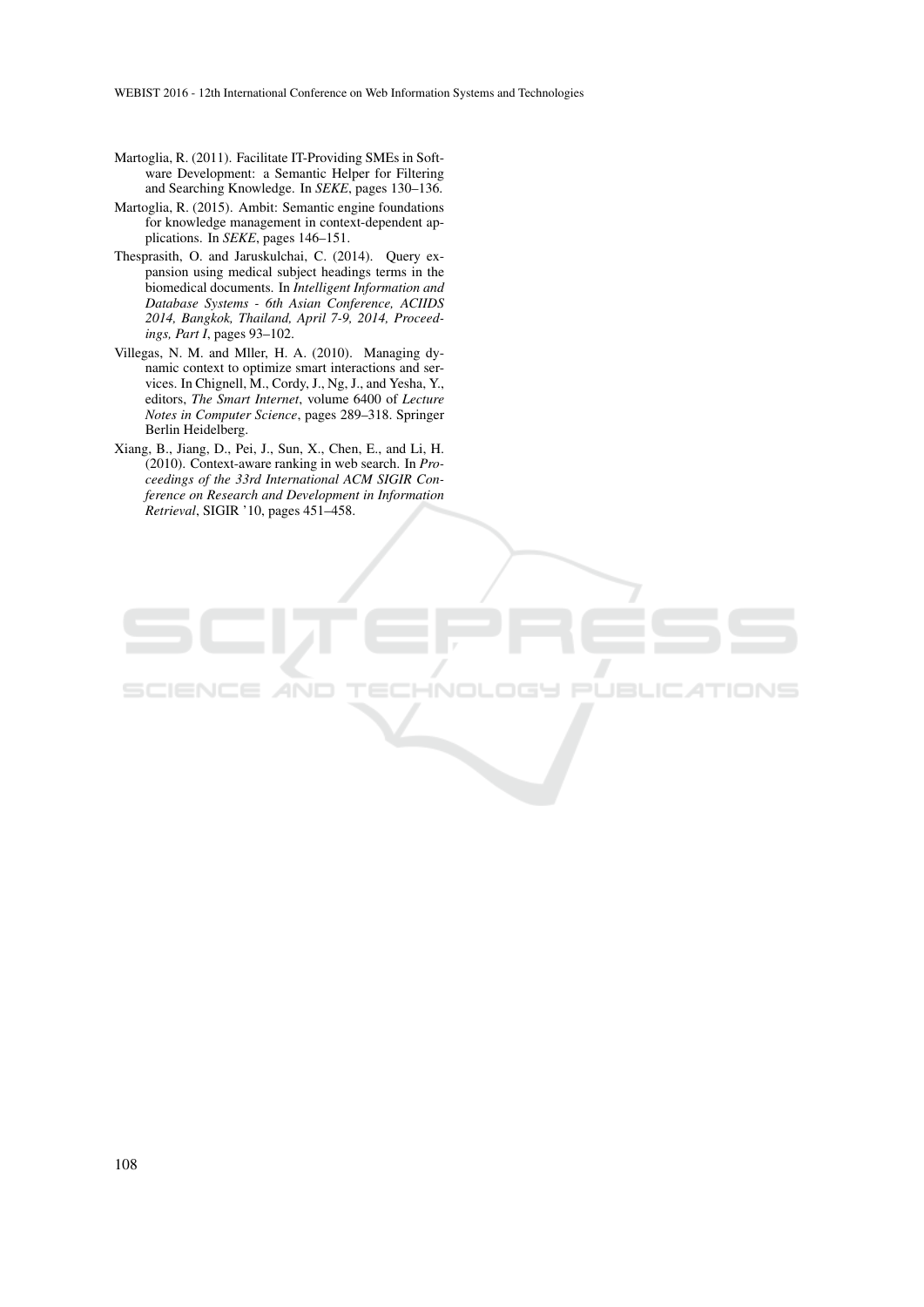Martoglia, R. (2011). Facilitate IT-Providing SMEs in Software Development: a Semantic Helper for Filtering and Searching Knowledge. In *SEKE*, pages 130–136.

Martoglia, R. (2015). Ambit: Semantic engine foundations for knowledge management in context-dependent applications. In *SEKE*, pages 146–151.

Thesprasith, O. and Jaruskulchai, C. (2014). Query expansion using medical subject headings terms in the biomedical documents. In *Intelligent Information and Database Systems - 6th Asian Conference, ACIIDS 2014, Bangkok, Thailand, April 7-9, 2014, Proceedings, Part I*, pages 93–102.

Villegas, N. M. and Mller, H. A. (2010). Managing dynamic context to optimize smart interactions and services. In Chignell, M., Cordy, J., Ng, J., and Yesha, Y., editors, *The Smart Internet*, volume 6400 of *Lecture Notes in Computer Science*, pages 289–318. Springer Berlin Heidelberg.

Xiang, B., Jiang, D., Pei, J., Sun, X., Chen, E., and Li, H. (2010). Context-aware ranking in web search. In *Proceedings of the 33rd International ACM SIGIR Conference on Research and Development in Information Retrieval*, SIGIR '10, pages 451–458.